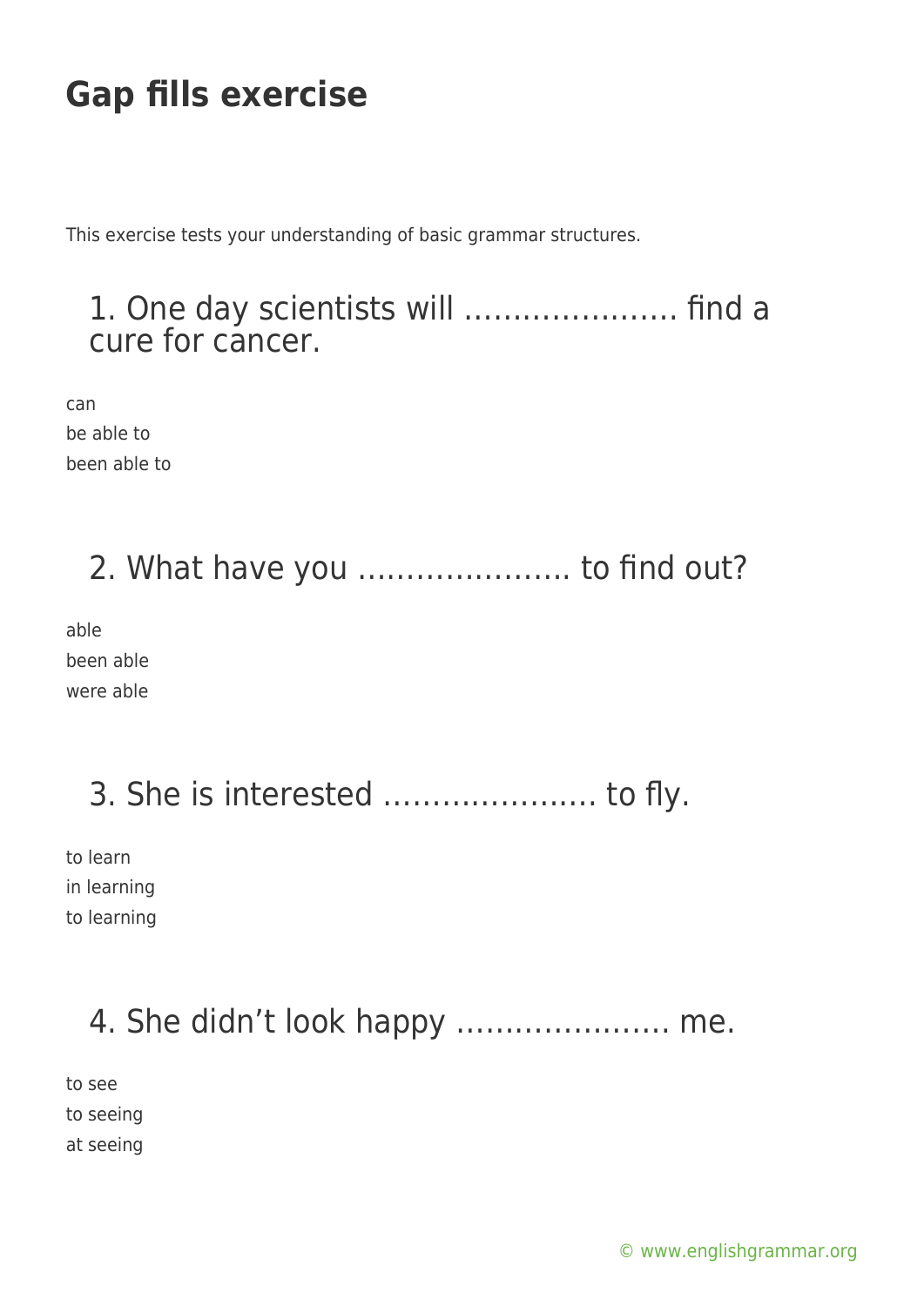# Gap fills exercise

This exercise tests your understanding of basic grammar structures.

## 1. One day scientists will …………………. find a cure for cancer.

can
be able to
been able to

## 2. What have you …………………. to find out?

able
been able
were able

## 3. She is interested …………………. to fly.

to learn
in learning
to learning

## 4. She didn't look happy …………………. me.

to see
to seeing
at seeing

© www.englishgrammar.org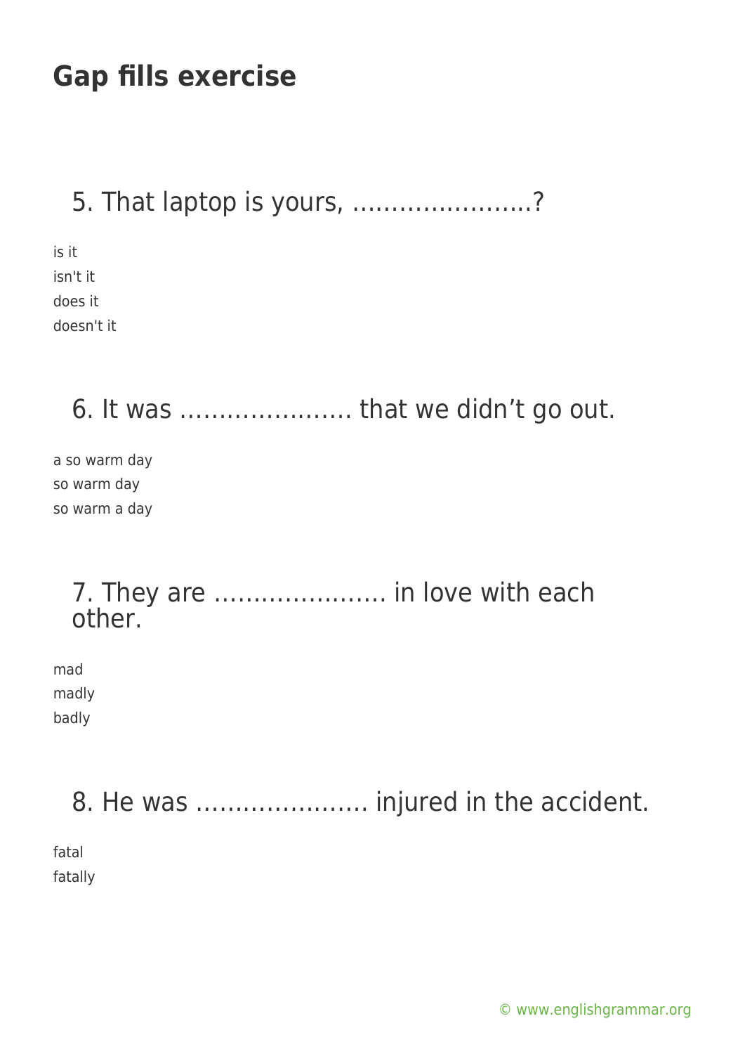# Gap fills exercise

## 5. That laptop is yours, …………………..?

is it
isn't it
does it
doesn't it

## 6. It was …………………. that we didn't go out.

a so warm day
so warm day
so warm a day

## 7. They are …………………. in love with each other.

mad
madly
badly

## 8. He was …………………. injured in the accident.

fatal
fatally

© www.englishgrammar.org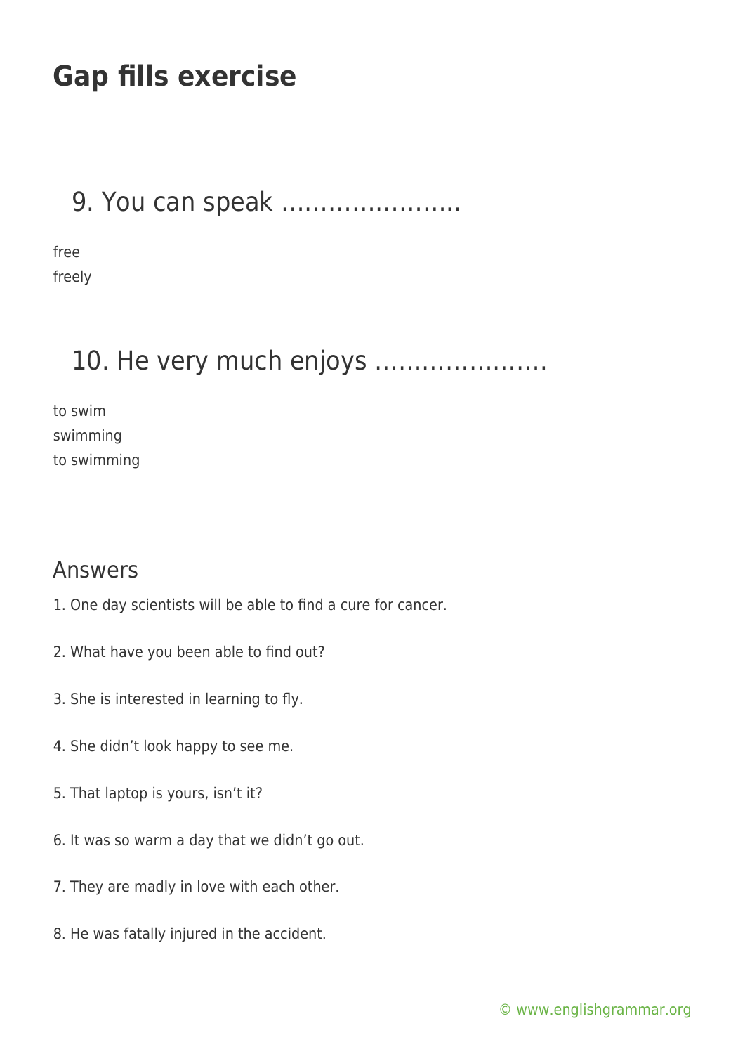# Gap fills exercise

## 9. You can speak …………………..

free
freely

## 10. He very much enjoys ………………….

to swim
swimming
to swimming

## Answers

1. One day scientists will be able to find a cure for cancer.

2. What have you been able to find out?

3. She is interested in learning to fly.

4. She didn't look happy to see me.

5. That laptop is yours, isn't it?

6. It was so warm a day that we didn't go out.

7. They are madly in love with each other.

8. He was fatally injured in the accident.

© www.englishgrammar.org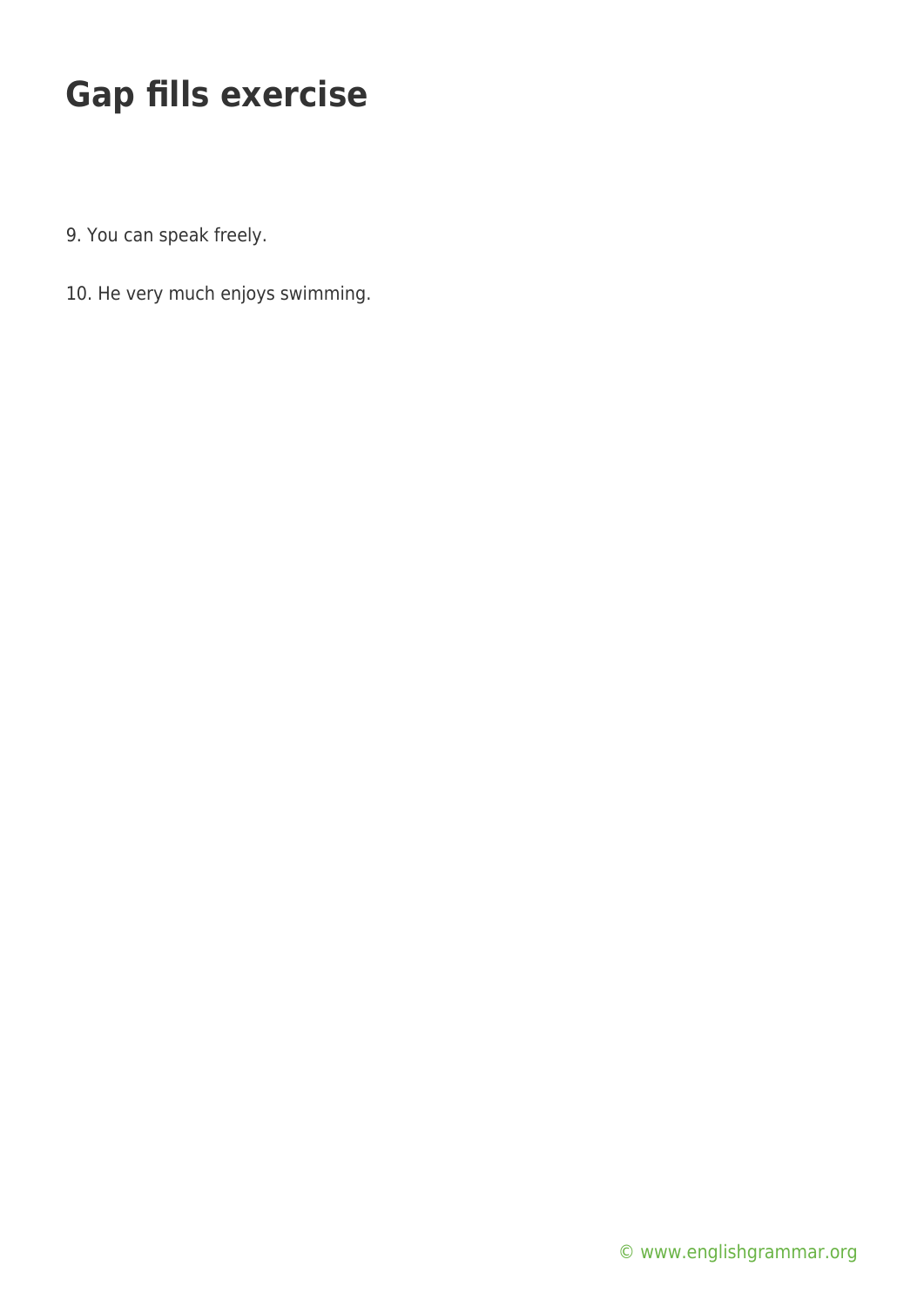# Gap fills exercise

9. You can speak freely.

10. He very much enjoys swimming.